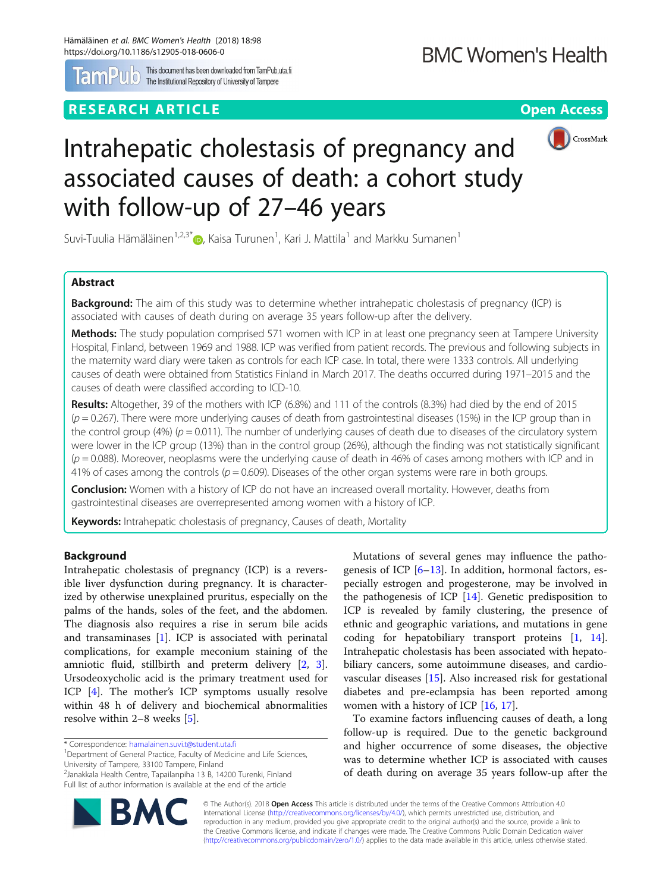RESEARCH ARTICLE

Open Access

# Intrahepatic cholestasis of pregnancy and associated causes of death: a cohort study with follow-up of 27–46 years

Suvi-Tuulia Hämäläinen[1,2,3*], Kaisa Turunen[1], Kari J. Mattila[1] and Markku Sumanen[1]

## Abstract

**Background:** The aim of this study was to determine whether intrahepatic cholestasis of pregnancy (ICP) is associated with causes of death during on average 35 years follow-up after the delivery.

**Methods:** The study population comprised 571 women with ICP in at least one pregnancy seen at Tampere University Hospital, Finland, between 1969 and 1988. ICP was verified from patient records. The previous and following subjects in the maternity ward diary were taken as controls for each ICP case. In total, there were 1333 controls. All underlying causes of death were obtained from Statistics Finland in March 2017. The deaths occurred during 1971–2015 and the causes of death were classified according to ICD-10.

**Results:** Altogether, 39 of the mothers with ICP (6.8%) and 111 of the controls (8.3%) had died by the end of 2015 ($p = 0.267$). There were more underlying causes of death from gastrointestinal diseases (15%) in the ICP group than in the control group (4%) ($p = 0.011$). The number of underlying causes of death due to diseases of the circulatory system were lower in the ICP group (13%) than in the control group (26%), although the finding was not statistically significant ($p = 0.088$). Moreover, neoplasms were the underlying cause of death in 46% of cases among mothers with ICP and in 41% of cases among the controls ($p = 0.609$). Diseases of the other organ systems were rare in both groups.

**Conclusion:** Women with a history of ICP do not have an increased overall mortality. However, deaths from gastrointestinal diseases are overrepresented among women with a history of ICP.

**Keywords:** Intrahepatic cholestasis of pregnancy, Causes of death, Mortality

## Background

Intrahepatic cholestasis of pregnancy (ICP) is a reversible liver dysfunction during pregnancy. It is characterized by otherwise unexplained pruritus, especially on the palms of the hands, soles of the feet, and the abdomen. The diagnosis also requires a rise in serum bile acids and transaminases [1]. ICP is associated with perinatal complications, for example meconium staining of the amniotic fluid, stillbirth and preterm delivery [2, 3]. Ursodeoxycholic acid is the primary treatment used for ICP [4]. The mother's ICP symptoms usually resolve within 48 h of delivery and biochemical abnormalities resolve within 2–8 weeks [5].

Mutations of several genes may influence the pathogenesis of ICP [6–13]. In addition, hormonal factors, especially estrogen and progesterone, may be involved in the pathogenesis of ICP [14]. Genetic predisposition to ICP is revealed by family clustering, the presence of ethnic and geographic variations, and mutations in gene coding for hepatobiliary transport proteins [1, 14]. Intrahepatic cholestasis has been associated with hepatobiliary cancers, some autoimmune diseases, and cardiovascular diseases [15]. Also increased risk for gestational diabetes and pre-eclampsia has been reported among women with a history of ICP [16, 17].

To examine factors influencing causes of death, a long follow-up is required. Due to the genetic background and higher occurrence of some diseases, the objective was to determine whether ICP is associated with causes of death during on average 35 years follow-up after the

\* Correspondence: hamalainen.suvi.t@student.uta.fi
[1]Department of General Practice, Faculty of Medicine and Life Sciences, University of Tampere, 33100 Tampere, Finland
[2]Janakkala Health Centre, Tapailanpiha 13 B, 14200 Turenki, Finland
Full list of author information is available at the end of the article

© The Author(s). 2018 **Open Access** This article is distributed under the terms of the Creative Commons Attribution 4.0 International License (http://creativecommons.org/licenses/by/4.0/), which permits unrestricted use, distribution, and reproduction in any medium, provided you give appropriate credit to the original author(s) and the source, provide a link to the Creative Commons license, and indicate if changes were made. The Creative Commons Public Domain Dedication waiver (http://creativecommons.org/publicdomain/zero/1.0/) applies to the data made available in this article, unless otherwise stated.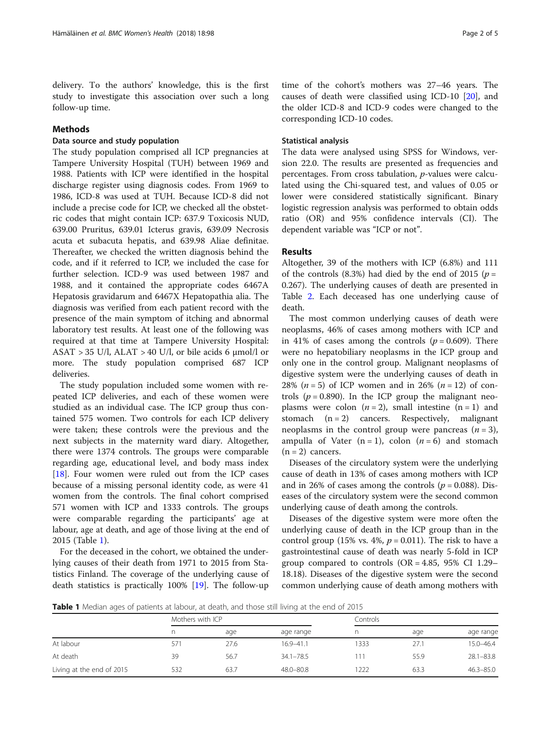delivery. To the authors' knowledge, this is the first study to investigate this association over such a long follow-up time.

## Methods

### Data source and study population

The study population comprised all ICP pregnancies at Tampere University Hospital (TUH) between 1969 and 1988. Patients with ICP were identified in the hospital discharge register using diagnosis codes. From 1969 to 1986, ICD-8 was used at TUH. Because ICD-8 did not include a precise code for ICP, we checked all the obstetric codes that might contain ICP: 637.9 Toxicosis NUD, 639.00 Pruritus, 639.01 Icterus gravis, 639.09 Necrosis acuta et subacuta hepatis, and 639.98 Aliae definitae. Thereafter, we checked the written diagnosis behind the code, and if it referred to ICP, we included the case for further selection. ICD-9 was used between 1987 and 1988, and it contained the appropriate codes 6467A Hepatosis gravidarum and 6467X Hepatopathia alia. The diagnosis was verified from each patient record with the presence of the main symptom of itching and abnormal laboratory test results. At least one of the following was required at that time at Tampere University Hospital: ASAT > 35 U/l, ALAT > 40 U/l, or bile acids 6 μmol/l or more. The study population comprised 687 ICP deliveries.

The study population included some women with repeated ICP deliveries, and each of these women were studied as an individual case. The ICP group thus contained 575 women. Two controls for each ICP delivery were taken; these controls were the previous and the next subjects in the maternity ward diary. Altogether, there were 1374 controls. The groups were comparable regarding age, educational level, and body mass index [18]. Four women were ruled out from the ICP cases because of a missing personal identity code, as were 41 women from the controls. The final cohort comprised 571 women with ICP and 1333 controls. The groups were comparable regarding the participants' age at labour, age at death, and age of those living at the end of 2015 (Table 1).

For the deceased in the cohort, we obtained the underlying causes of their death from 1971 to 2015 from Statistics Finland. The coverage of the underlying cause of death statistics is practically 100% [19]. The follow-up time of the cohort's mothers was 27–46 years. The causes of death were classified using ICD-10 [20], and the older ICD-8 and ICD-9 codes were changed to the corresponding ICD-10 codes.

### Statistical analysis

The data were analysed using SPSS for Windows, version 22.0. The results are presented as frequencies and percentages. From cross tabulation, *p*-values were calculated using the Chi-squared test, and values of 0.05 or lower were considered statistically significant. Binary logistic regression analysis was performed to obtain odds ratio (OR) and 95% confidence intervals (CI). The dependent variable was "ICP or not".

## Results

Altogether, 39 of the mothers with ICP (6.8%) and 111 of the controls (8.3%) had died by the end of 2015 ($p = 0.267$). The underlying causes of death are presented in Table 2. Each deceased has one underlying cause of death.

The most common underlying causes of death were neoplasms, 46% of cases among mothers with ICP and in 41% of cases among the controls ($p = 0.609$). There were no hepatobiliary neoplasms in the ICP group and only one in the control group. Malignant neoplasms of digestive system were the underlying causes of death in 28% ($n = 5$) of ICP women and in 26% ($n = 12$) of controls ($p = 0.890$). In the ICP group the malignant neoplasms were colon ($n = 2$), small intestine ($n = 1$) and stomach ($n = 2$) cancers. Respectively, malignant neoplasms in the control group were pancreas ($n = 3$), ampulla of Vater ($n = 1$), colon ($n = 6$) and stomach ($n = 2$) cancers.

Diseases of the circulatory system were the underlying cause of death in 13% of cases among mothers with ICP and in 26% of cases among the controls ($p = 0.088$). Diseases of the circulatory system were the second common underlying cause of death among the controls.

Diseases of the digestive system were more often the underlying cause of death in the ICP group than in the control group (15% vs. 4%, $p = 0.011$). The risk to have a gastrointestinal cause of death was nearly 5-fold in ICP group compared to controls (OR = 4.85, 95% CI 1.29–18.18). Diseases of the digestive system were the second common underlying cause of death among mothers with

**Table 1** Median ages of patients at labour, at death, and those still living at the end of 2015

| | Mothers with ICP | | | Controls | | |
|---|---|---|---|---|---|---|
| | n | age | age range | n | age | age range |
| At labour | 571 | 27.6 | 16.9–41.1 | 1333 | 27.1 | 15.0–46.4 |
| At death | 39 | 56.7 | 34.1–78.5 | 111 | 55.9 | 28.1–83.8 |
| Living at the end of 2015 | 532 | 63.7 | 48.0–80.8 | 1222 | 63.3 | 46.3–85.0 |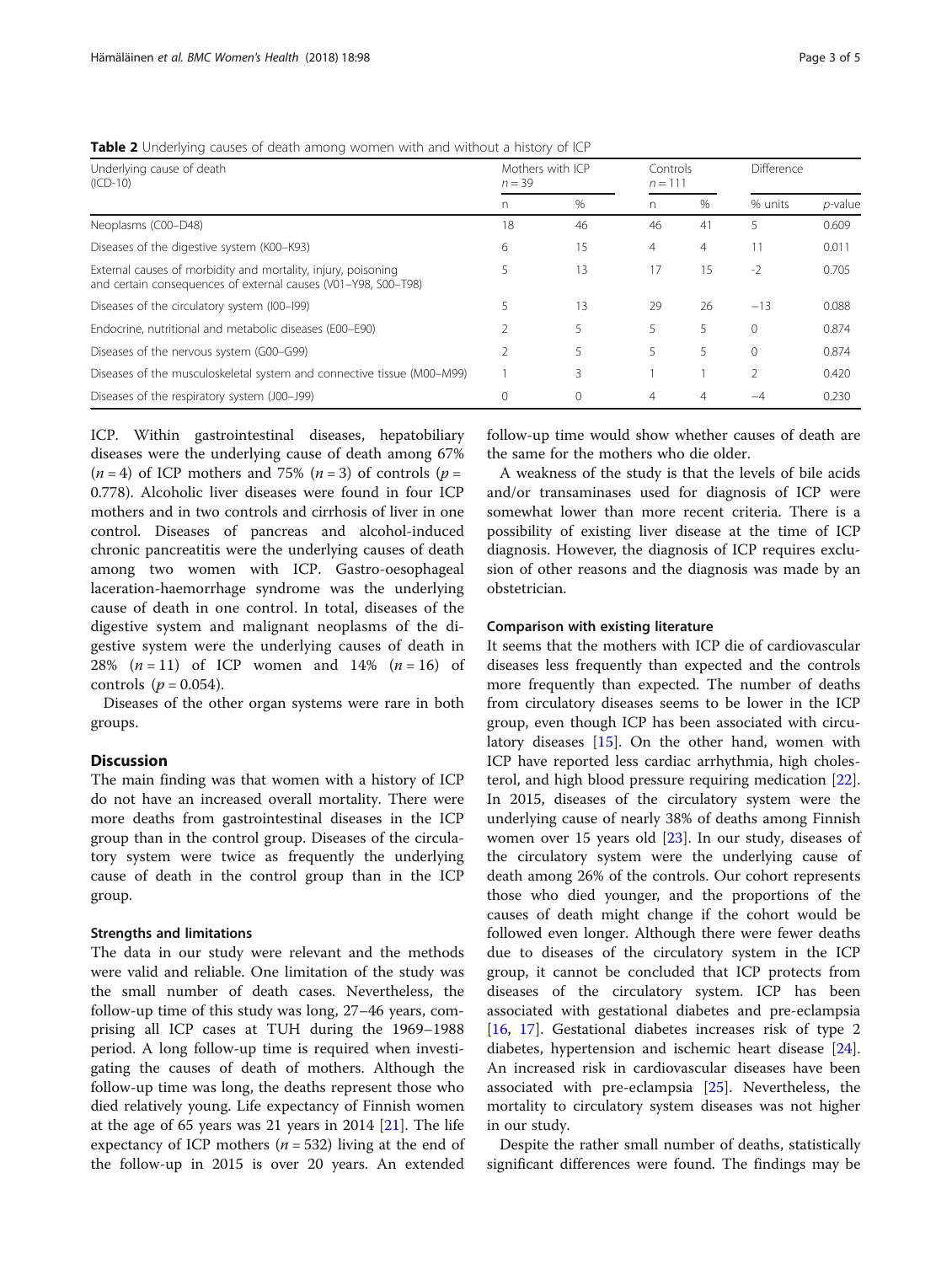**Table 2** Underlying causes of death among women with and without a history of ICP

| Underlying cause of death (ICD-10) | Mothers with ICP $n = 39$ | | Controls $n = 111$ | | Difference | |
|---|---|---|---|---|---|---|
| | n | % | n | % | % units | *p*-value |
| Neoplasms (C00–D48) | 18 | 46 | 46 | 41 | 5 | 0.609 |
| Diseases of the digestive system (K00–K93) | 6 | 15 | 4 | 4 | 11 | 0.011 |
| External causes of morbidity and mortality, injury, poisoning and certain consequences of external causes (V01–Y98, S00–T98) | 5 | 13 | 17 | 15 | -2 | 0.705 |
| Diseases of the circulatory system (I00–I99) | 5 | 13 | 29 | 26 | −13 | 0.088 |
| Endocrine, nutritional and metabolic diseases (E00–E90) | 2 | 5 | 5 | 5 | 0 | 0.874 |
| Diseases of the nervous system (G00–G99) | 2 | 5 | 5 | 5 | 0 | 0.874 |
| Diseases of the musculoskeletal system and connective tissue (M00–M99) | 1 | 3 | 1 | 1 | 2 | 0.420 |
| Diseases of the respiratory system (J00–J99) | 0 | 0 | 4 | 4 | −4 | 0.230 |

ICP. Within gastrointestinal diseases, hepatobiliary diseases were the underlying cause of death among 67% ($n = 4$) of ICP mothers and 75% ($n = 3$) of controls ($p = 0.778$). Alcoholic liver diseases were found in four ICP mothers and in two controls and cirrhosis of liver in one control. Diseases of pancreas and alcohol-induced chronic pancreatitis were the underlying causes of death among two women with ICP. Gastro-oesophageal laceration-haemorrhage syndrome was the underlying cause of death in one control. In total, diseases of the digestive system and malignant neoplasms of the digestive system were the underlying causes of death in 28% ($n = 11$) of ICP women and 14% ($n = 16$) of controls ($p = 0.054$).

Diseases of the other organ systems were rare in both groups.

## Discussion

The main finding was that women with a history of ICP do not have an increased overall mortality. There were more deaths from gastrointestinal diseases in the ICP group than in the control group. Diseases of the circulatory system were twice as frequently the underlying cause of death in the control group than in the ICP group.

### Strengths and limitations

The data in our study were relevant and the methods were valid and reliable. One limitation of the study was the small number of death cases. Nevertheless, the follow-up time of this study was long, 27–46 years, comprising all ICP cases at TUH during the 1969–1988 period. A long follow-up time is required when investigating the causes of death of mothers. Although the follow-up time was long, the deaths represent those who died relatively young. Life expectancy of Finnish women at the age of 65 years was 21 years in 2014 [21]. The life expectancy of ICP mothers ($n = 532$) living at the end of the follow-up in 2015 is over 20 years. An extended follow-up time would show whether causes of death are the same for the mothers who die older.

A weakness of the study is that the levels of bile acids and/or transaminases used for diagnosis of ICP were somewhat lower than more recent criteria. There is a possibility of existing liver disease at the time of ICP diagnosis. However, the diagnosis of ICP requires exclusion of other reasons and the diagnosis was made by an obstetrician.

### Comparison with existing literature

It seems that the mothers with ICP die of cardiovascular diseases less frequently than expected and the controls more frequently than expected. The number of deaths from circulatory diseases seems to be lower in the ICP group, even though ICP has been associated with circulatory diseases [15]. On the other hand, women with ICP have reported less cardiac arrhythmia, high cholesterol, and high blood pressure requiring medication [22]. In 2015, diseases of the circulatory system were the underlying cause of nearly 38% of deaths among Finnish women over 15 years old [23]. In our study, diseases of the circulatory system were the underlying cause of death among 26% of the controls. Our cohort represents those who died younger, and the proportions of the causes of death might change if the cohort would be followed even longer. Although there were fewer deaths due to diseases of the circulatory system in the ICP group, it cannot be concluded that ICP protects from diseases of the circulatory system. ICP has been associated with gestational diabetes and pre-eclampsia [16, 17]. Gestational diabetes increases risk of type 2 diabetes, hypertension and ischemic heart disease [24]. An increased risk in cardiovascular diseases have been associated with pre-eclampsia [25]. Nevertheless, the mortality to circulatory system diseases was not higher in our study.

Despite the rather small number of deaths, statistically significant differences were found. The findings may be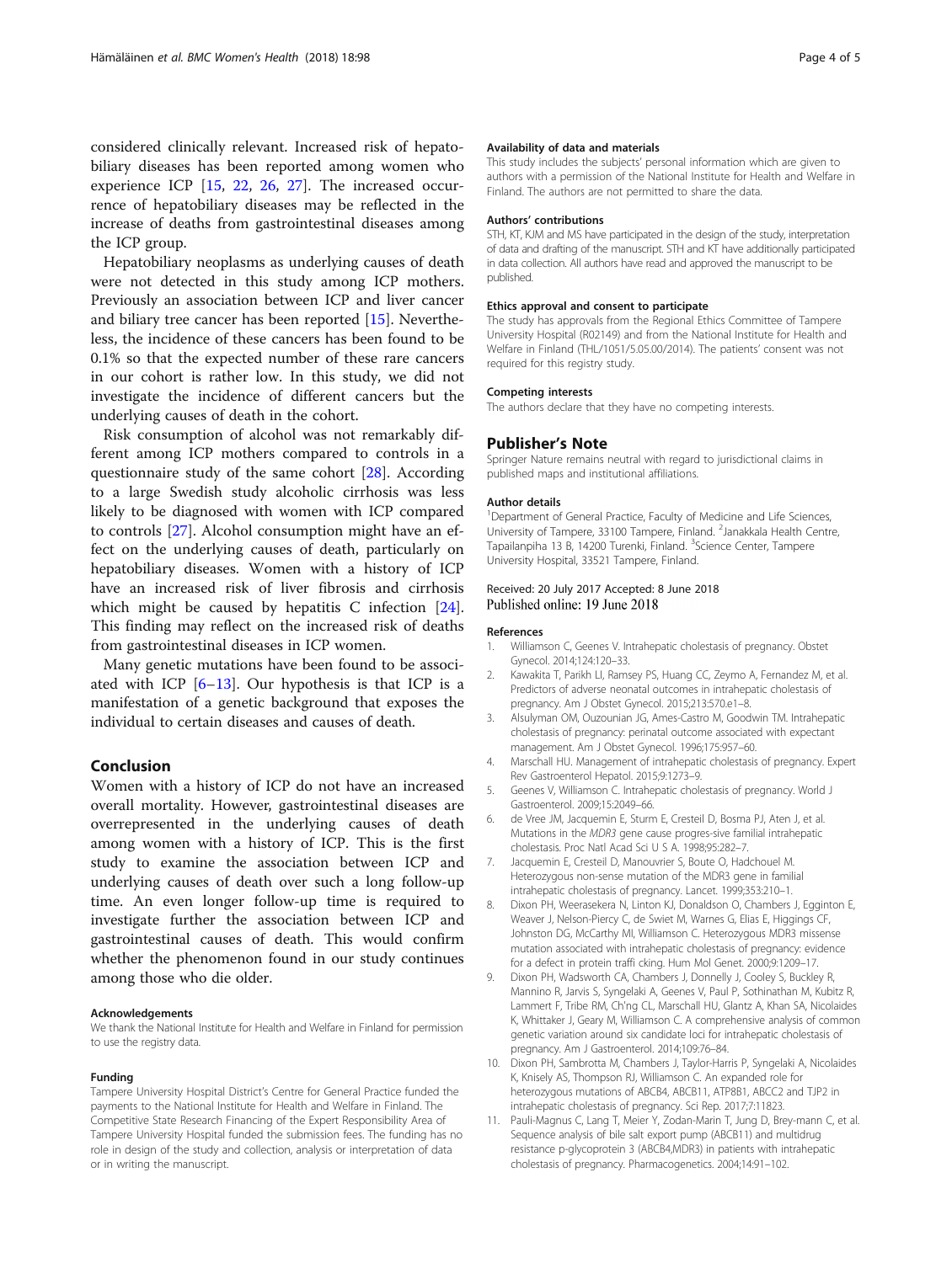considered clinically relevant. Increased risk of hepatobiliary diseases has been reported among women who experience ICP [15, 22, 26, 27]. The increased occurrence of hepatobiliary diseases may be reflected in the increase of deaths from gastrointestinal diseases among the ICP group.

Hepatobiliary neoplasms as underlying causes of death were not detected in this study among ICP mothers. Previously an association between ICP and liver cancer and biliary tree cancer has been reported [15]. Nevertheless, the incidence of these cancers has been found to be 0.1% so that the expected number of these rare cancers in our cohort is rather low. In this study, we did not investigate the incidence of different cancers but the underlying causes of death in the cohort.

Risk consumption of alcohol was not remarkably different among ICP mothers compared to controls in a questionnaire study of the same cohort [28]. According to a large Swedish study alcoholic cirrhosis was less likely to be diagnosed with women with ICP compared to controls [27]. Alcohol consumption might have an effect on the underlying causes of death, particularly on hepatobiliary diseases. Women with a history of ICP have an increased risk of liver fibrosis and cirrhosis which might be caused by hepatitis C infection [24]. This finding may reflect on the increased risk of deaths from gastrointestinal diseases in ICP women.

Many genetic mutations have been found to be associated with ICP [6–13]. Our hypothesis is that ICP is a manifestation of a genetic background that exposes the individual to certain diseases and causes of death.

## Conclusion

Women with a history of ICP do not have an increased overall mortality. However, gastrointestinal diseases are overrepresented in the underlying causes of death among women with a history of ICP. This is the first study to examine the association between ICP and underlying causes of death over such a long follow-up time. An even longer follow-up time is required to investigate further the association between ICP and gastrointestinal causes of death. This would confirm whether the phenomenon found in our study continues among those who die older.

#### Acknowledgements

We thank the National Institute for Health and Welfare in Finland for permission to use the registry data.

#### Funding

Tampere University Hospital District's Centre for General Practice funded the payments to the National Institute for Health and Welfare in Finland. The Competitive State Research Financing of the Expert Responsibility Area of Tampere University Hospital funded the submission fees. The funding has no role in design of the study and collection, analysis or interpretation of data or in writing the manuscript.

#### Availability of data and materials

This study includes the subjects' personal information which are given to authors with a permission of the National Institute for Health and Welfare in Finland. The authors are not permitted to share the data.

#### Authors' contributions

STH, KT, KJM and MS have participated in the design of the study, interpretation of data and drafting of the manuscript. STH and KT have additionally participated in data collection. All authors have read and approved the manuscript to be published.

#### Ethics approval and consent to participate

The study has approvals from the Regional Ethics Committee of Tampere University Hospital (R02149) and from the National Institute for Health and Welfare in Finland (THL/1051/5.05.00/2014). The patients' consent was not required for this registry study.

#### Competing interests

The authors declare that they have no competing interests.

## Publisher's Note

Springer Nature remains neutral with regard to jurisdictional claims in published maps and institutional affiliations.

#### Author details

[1]Department of General Practice, Faculty of Medicine and Life Sciences, University of Tampere, 33100 Tampere, Finland. [2]Janakkala Health Centre, Tapailanpiha 13 B, 14200 Turenki, Finland. [3]Science Center, Tampere University Hospital, 33521 Tampere, Finland.

Received: 20 July 2017 Accepted: 8 June 2018
Published online: 19 June 2018

#### References

1. Williamson C, Geenes V. Intrahepatic cholestasis of pregnancy. Obstet Gynecol. 2014;124:120–33.
2. Kawakita T, Parikh LI, Ramsey PS, Huang CC, Zeymo A, Fernandez M, et al. Predictors of adverse neonatal outcomes in intrahepatic cholestasis of pregnancy. Am J Obstet Gynecol. 2015;213:570.e1–8.
3. Alsulyman OM, Ouzounian JG, Ames-Castro M, Goodwin TM. Intrahepatic cholestasis of pregnancy: perinatal outcome associated with expectant management. Am J Obstet Gynecol. 1996;175:957–60.
4. Marschall HU. Management of intrahepatic cholestasis of pregnancy. Expert Rev Gastroenterol Hepatol. 2015;9:1273–9.
5. Geenes V, Williamson C. Intrahepatic cholestasis of pregnancy. World J Gastroenterol. 2009;15:2049–66.
6. de Vree JM, Jacquemin E, Sturm E, Cresteil D, Bosma PJ, Aten J, et al. Mutations in the *MDR3* gene cause progres-sive familial intrahepatic cholestasis. Proc Natl Acad Sci U S A. 1998;95:282–7.
7. Jacquemin E, Cresteil D, Manouvrier S, Boute O, Hadchouel M. Heterozygous non-sense mutation of the MDR3 gene in familial intrahepatic cholestasis of pregnancy. Lancet. 1999;353:210–1.
8. Dixon PH, Weerasekera N, Linton KJ, Donaldson O, Chambers J, Egginton E, Weaver J, Nelson-Piercy C, de Swiet M, Warnes G, Elias E, Higgings CF, Johnston DG, McCarthy MI, Williamson C. Heterozygous MDR3 missense mutation associated with intrahepatic cholestasis of pregnancy: evidence for a defect in protein traffi cking. Hum Mol Genet. 2000;9:1209–17.
9. Dixon PH, Wadsworth CA, Chambers J, Donnelly J, Cooley S, Buckley R, Mannino R, Jarvis S, Syngelaki A, Geenes V, Paul P, Sothinathan M, Kubitz R, Lammert F, Tribe RM, Ch'ng CL, Marschall HU, Glantz A, Khan SA, Nicolaides K, Whittaker J, Geary M, Williamson C. A comprehensive analysis of common genetic variation around six candidate loci for intrahepatic cholestasis of pregnancy. Am J Gastroenterol. 2014;109:76–84.
10. Dixon PH, Sambrotta M, Chambers J, Taylor-Harris P, Syngelaki A, Nicolaides K, Knisely AS, Thompson RJ, Williamson C. An expanded role for heterozygous mutations of ABCB4, ABCB11, ATP8B1, ABCC2 and TJP2 in intrahepatic cholestasis of pregnancy. Sci Rep. 2017;7:11823.
11. Pauli-Magnus C, Lang T, Meier Y, Zodan-Marin T, Jung D, Brey-mann C, et al. Sequence analysis of bile salt export pump (ABCB11) and multidrug resistance p-glycoprotein 3 (ABCB4,MDR3) in patients with intrahepatic cholestasis of pregnancy. Pharmacogenetics. 2004;14:91–102.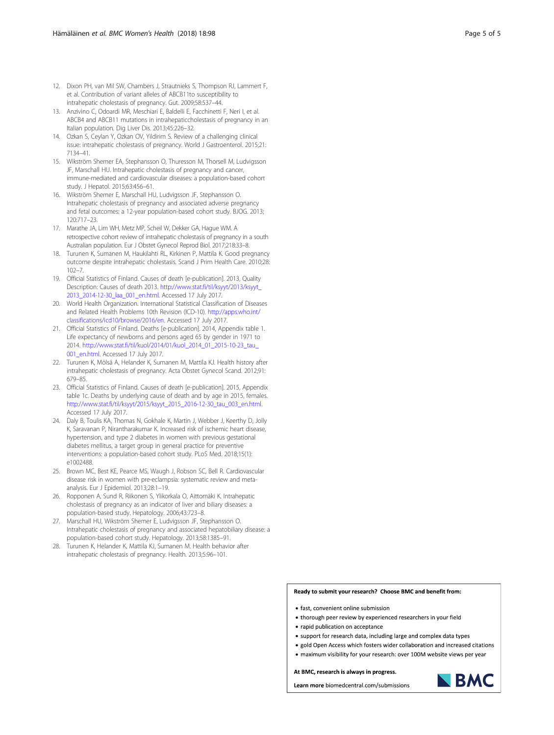12. Dixon PH, van Mil SW, Chambers J, Strautnieks S, Thompson RJ, Lammert F, et al. Contribution of variant alleles of ABCB11to susceptibility to intrahepatic cholestasis of pregnancy. Gut. 2009;58:537–44.
13. Anzivino C, Odoardi MR, Meschiari E, Baldelli E, Facchinetti F, Neri I, et al. ABCB4 and ABCB11 mutations in intrahepaticcholestasis of pregnancy in an Italian population. Dig Liver Dis. 2013;45:226–32.
14. Ozkan S, Ceylan Y, Ozkan OV, Yildirim S. Review of a challenging clinical issue: intrahepatic cholestasis of pregnancy. World J Gastroenterol. 2015;21: 7134–41.
15. Wikström Shemer EA, Stephansson O, Thuresson M, Thorsell M, Ludvigsson JF, Marschall HU. Intrahepatic cholestasis of pregnancy and cancer, immune-mediated and cardiovascular diseases: a population-based cohort study. J Hepatol. 2015;63:456–61.
16. Wikström Shemer E, Marschall HU, Ludvigsson JF, Stephansson O. Intrahepatic cholestasis of pregnancy and associated adverse pregnancy and fetal outcomes: a 12-year population-based cohort study. BJOG. 2013; 120:717–23.
17. Marathe JA, Lim WH, Metz MP, Scheil W, Dekker GA, Hague WM. A retrospective cohort review of intrahepatic cholestasis of pregnancy in a south Australian population. Eur J Obstet Gynecol Reprod Biol. 2017;218:33–8.
18. Turunen K, Sumanen M, Haukilahti RL, Kirkinen P, Mattila K. Good pregnancy outcome despite intrahepatic cholestasis. Scand J Prim Health Care. 2010;28: 102–7.
19. Official Statistics of Finland. Causes of death [e-publication]. 2013, Quality Description: Causes of death 2013. http://www.stat.fi/til/ksyyt/2013/ksyyt_2013_2014-12-30_laa_001_en.html. Accessed 17 July 2017.
20. World Health Organization. International Statistical Classification of Diseases and Related Health Problems 10th Revision (ICD-10). http://apps.who.int/classifications/icd10/browse/2016/en. Accessed 17 July 2017.
21. Official Statistics of Finland. Deaths [e-publication]. 2014, Appendix table 1. Life expectancy of newborns and persons aged 65 by gender in 1971 to 2014. http://www.stat.fi/til/kuol/2014/01/kuol_2014_01_2015-10-23_tau_001_en.html. Accessed 17 July 2017.
22. Turunen K, Mölsä A, Helander K, Sumanen M, Mattila KJ. Health history after intrahepatic cholestasis of pregnancy. Acta Obstet Gynecol Scand. 2012;91: 679–85.
23. Official Statistics of Finland. Causes of death [e-publication]. 2015, Appendix table 1c. Deaths by underlying cause of death and by age in 2015, females. http://www.stat.fi/til/ksyyt/2015/ksyyt_2015_2016-12-30_tau_003_en.html. Accessed 17 July 2017.
24. Daly B, Toulis KA, Thomas N, Gokhale K, Martin J, Webber J, Keerthy D, Jolly K, Saravanan P, Nirantharakumar K. Increased risk of ischemic heart disease, hypertension, and type 2 diabetes in women with previous gestational diabetes mellitus, a target group in general practice for preventive interventions: a population-based cohort study. PLoS Med. 2018;15(1): e1002488.
25. Brown MC, Best KE, Pearce MS, Waugh J, Robson SC, Bell R. Cardiovascular disease risk in women with pre-eclampsia: systematic review and meta-analysis. Eur J Epidemiol. 2013;28:1–19.
26. Ropponen A, Sund R, Riikonen S, Ylikorkala O, Aittomäki K. Intrahepatic cholestasis of pregnancy as an indicator of liver and biliary diseases: a population-based study. Hepatology. 2006;43:723–8.
27. Marschall HU, Wikström Shemer E, Ludvigsson JF, Stephansson O. Intrahepatic cholestasis of pregnancy and associated hepatobiliary disease: a population-based cohort study. Hepatology. 2013;58:1385–91.
28. Turunen K, Helander K, Mattila KJ, Sumanen M. Health behavior after intrahepatic cholestasis of pregnancy. Health. 2013;5:96–101.

**Ready to submit your research? Choose BMC and benefit from:**

- fast, convenient online submission
- thorough peer review by experienced researchers in your field
- rapid publication on acceptance
- support for research data, including large and complex data types
- gold Open Access which fosters wider collaboration and increased citations
- maximum visibility for your research: over 100M website views per year

**At BMC, research is always in progress.**

**Learn more** biomedcentral.com/submissions

BMC